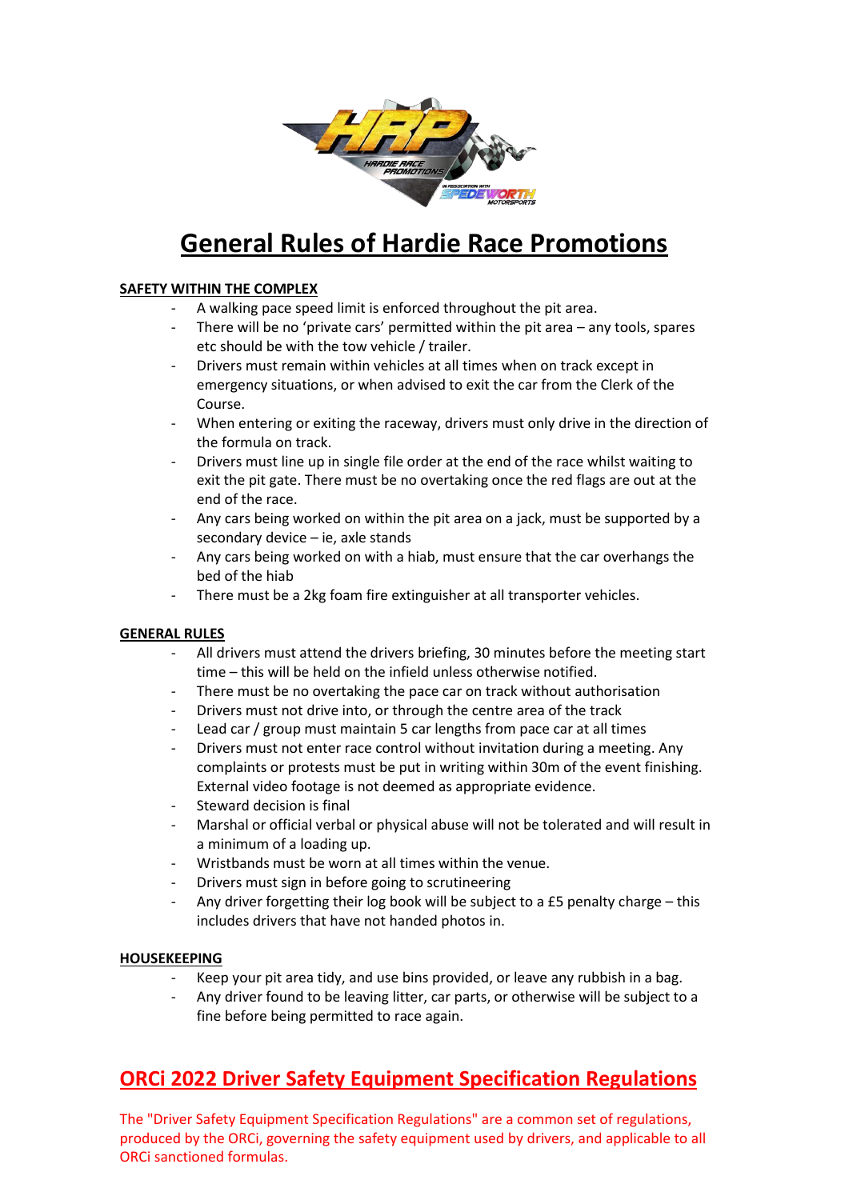# General Rules of Hardie Race Promotions

**SAFETY WITHIN THE COMPLEX**

- A walking pace speed limit is enforced throughout the pit area.
- There will be no 'private cars' permitted within the pit area – any tools, spares etc should be with the tow vehicle / trailer.
- Drivers must remain within vehicles at all times when on track except in emergency situations, or when advised to exit the car from the Clerk of the Course.
- When entering or exiting the raceway, drivers must only drive in the direction of the formula on track.
- Drivers must line up in single file order at the end of the race whilst waiting to exit the pit gate. There must be no overtaking once the red flags are out at the end of the race.
- Any cars being worked on within the pit area on a jack, must be supported by a secondary device – ie, axle stands
- Any cars being worked on with a hiab, must ensure that the car overhangs the bed of the hiab
- There must be a 2kg foam fire extinguisher at all transporter vehicles.

**GENERAL RULES**

- All drivers must attend the drivers briefing, 30 minutes before the meeting start time – this will be held on the infield unless otherwise notified.
- There must be no overtaking the pace car on track without authorisation
- Drivers must not drive into, or through the centre area of the track
- Lead car / group must maintain 5 car lengths from pace car at all times
- Drivers must not enter race control without invitation during a meeting. Any complaints or protests must be put in writing within 30m of the event finishing. External video footage is not deemed as appropriate evidence.
- Steward decision is final
- Marshal or official verbal or physical abuse will not be tolerated and will result in a minimum of a loading up.
- Wristbands must be worn at all times within the venue.
- Drivers must sign in before going to scrutineering
- Any driver forgetting their log book will be subject to a £5 penalty charge – this includes drivers that have not handed photos in.

**HOUSEKEEPING**

- Keep your pit area tidy, and use bins provided, or leave any rubbish in a bag.
- Any driver found to be leaving litter, car parts, or otherwise will be subject to a fine before being permitted to race again.

## ORCi 2022 Driver Safety Equipment Specification Regulations

The "Driver Safety Equipment Specification Regulations" are a common set of regulations, produced by the ORCi, governing the safety equipment used by drivers, and applicable to all ORCi sanctioned formulas.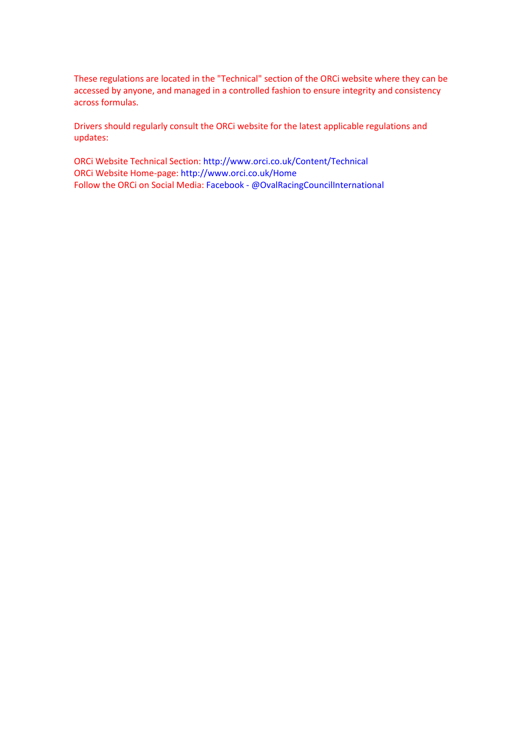These regulations are located in the "Technical" section of the ORCi website where they can be accessed by anyone, and managed in a controlled fashion to ensure integrity and consistency across formulas.

Drivers should regularly consult the ORCi website for the latest applicable regulations and updates:

ORCi Website Technical Section: http://www.orci.co.uk/Content/Technical
ORCi Website Home-page: http://www.orci.co.uk/Home
Follow the ORCi on Social Media: Facebook - @OvalRacingCouncilInternational